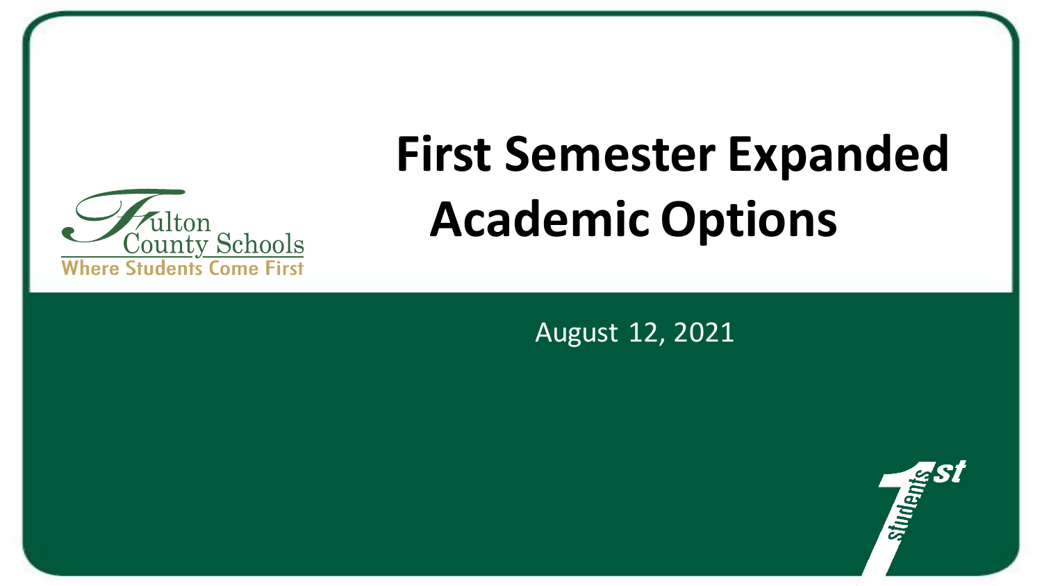Fulton County Schools
Where Students Come First

# First Semester Expanded Academic Options

August 12, 2021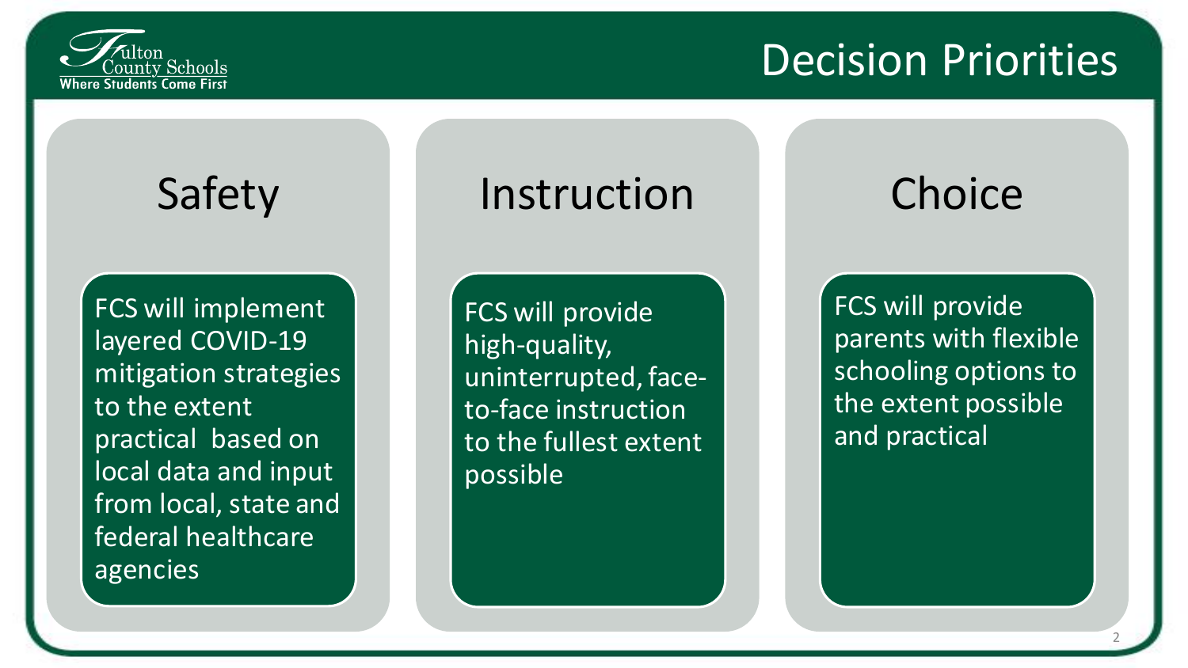# Decision Priorities

## Safety

FCS will implement layered COVID-19 mitigation strategies to the extent practical based on local data and input from local, state and federal healthcare agencies

## Instruction

FCS will provide high-quality, uninterrupted, face-to-face instruction to the fullest extent possible

## Choice

FCS will provide parents with flexible schooling options to the extent possible and practical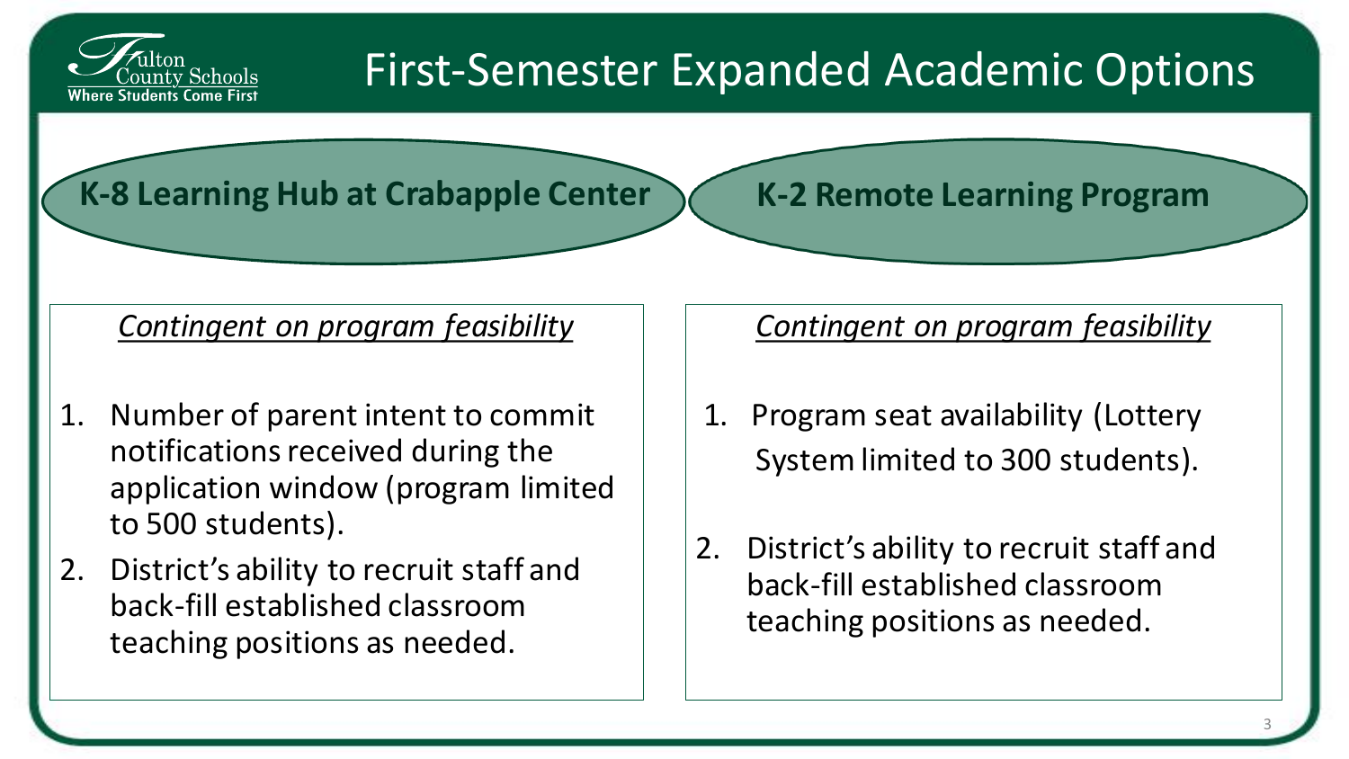# First-Semester Expanded Academic Options

## K-8 Learning Hub at Crabapple Center

*Contingent on program feasibility*

1. Number of parent intent to commit notifications received during the application window (program limited to 500 students).
2. District's ability to recruit staff and back-fill established classroom teaching positions as needed.

## K-2 Remote Learning Program

*Contingent on program feasibility*

1. Program seat availability (Lottery System limited to 300 students).
2. District's ability to recruit staff and back-fill established classroom teaching positions as needed.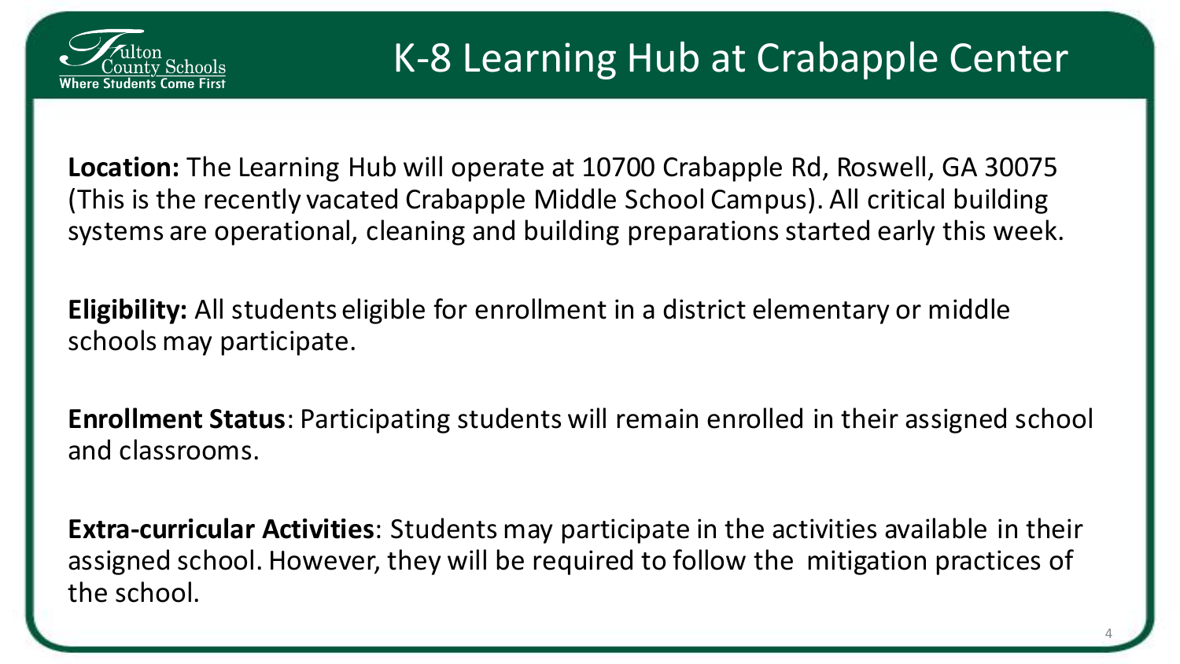# K-8 Learning Hub at Crabapple Center

**Location:** The Learning Hub will operate at 10700 Crabapple Rd, Roswell, GA 30075 (This is the recently vacated Crabapple Middle School Campus). All critical building systems are operational, cleaning and building preparations started early this week.

**Eligibility:** All students eligible for enrollment in a district elementary or middle schools may participate.

**Enrollment Status**: Participating students will remain enrolled in their assigned school and classrooms.

**Extra-curricular Activities**: Students may participate in the activities available in their assigned school. However, they will be required to follow the mitigation practices of the school.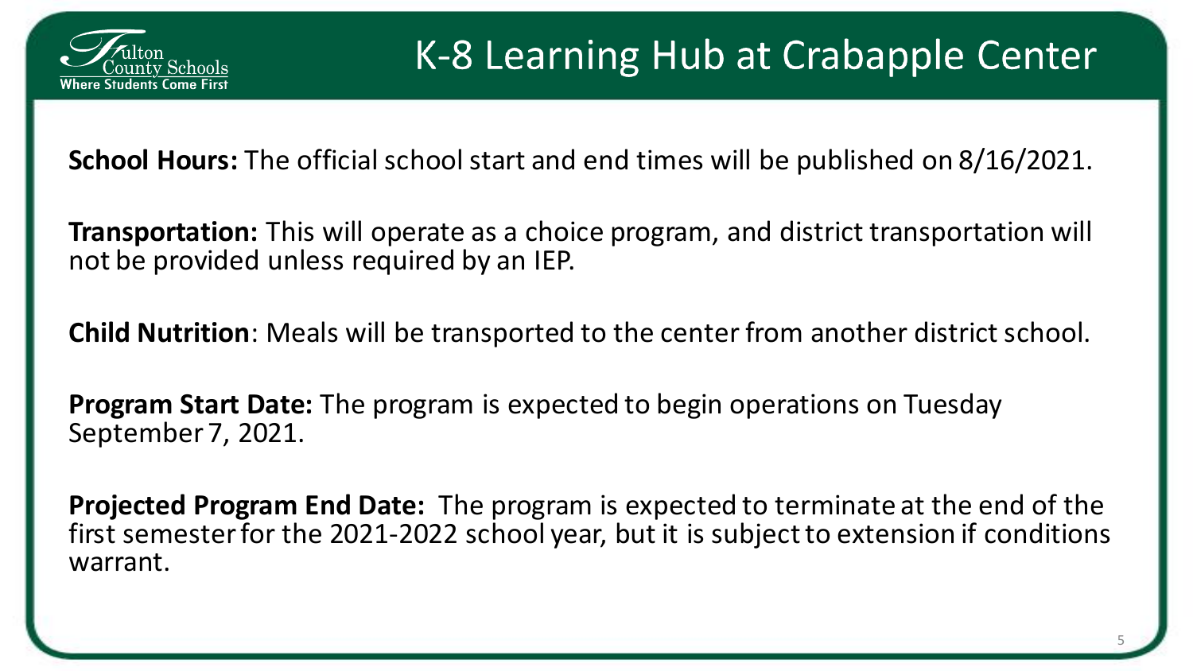# K-8 Learning Hub at Crabapple Center

**School Hours:** The official school start and end times will be published on 8/16/2021.

**Transportation:** This will operate as a choice program, and district transportation will not be provided unless required by an IEP.

**Child Nutrition**: Meals will be transported to the center from another district school.

**Program Start Date:** The program is expected to begin operations on Tuesday September 7, 2021.

**Projected Program End Date:** The program is expected to terminate at the end of the first semester for the 2021-2022 school year, but it is subject to extension if conditions warrant.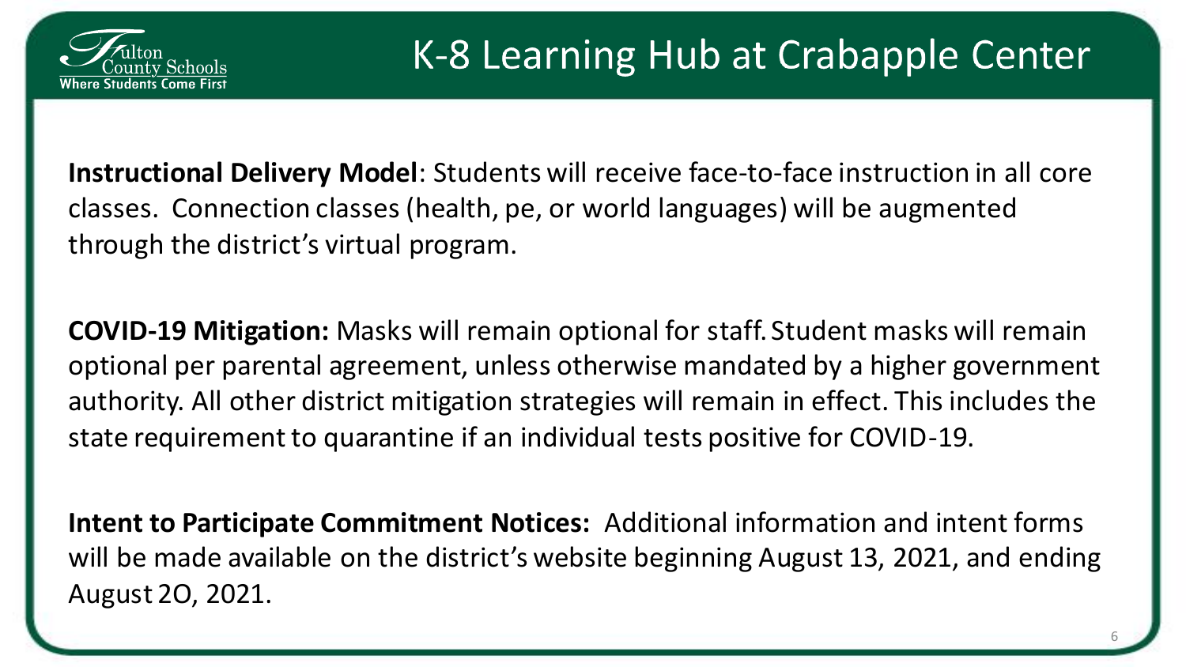# K-8 Learning Hub at Crabapple Center

**Instructional Delivery Model**: Students will receive face-to-face instruction in all core classes. Connection classes (health, pe, or world languages) will be augmented through the district's virtual program.

**COVID-19 Mitigation:** Masks will remain optional for staff. Student masks will remain optional per parental agreement, unless otherwise mandated by a higher government authority. All other district mitigation strategies will remain in effect. This includes the state requirement to quarantine if an individual tests positive for COVID-19.

**Intent to Participate Commitment Notices:** Additional information and intent forms will be made available on the district's website beginning August 13, 2021, and ending August 2O, 2021.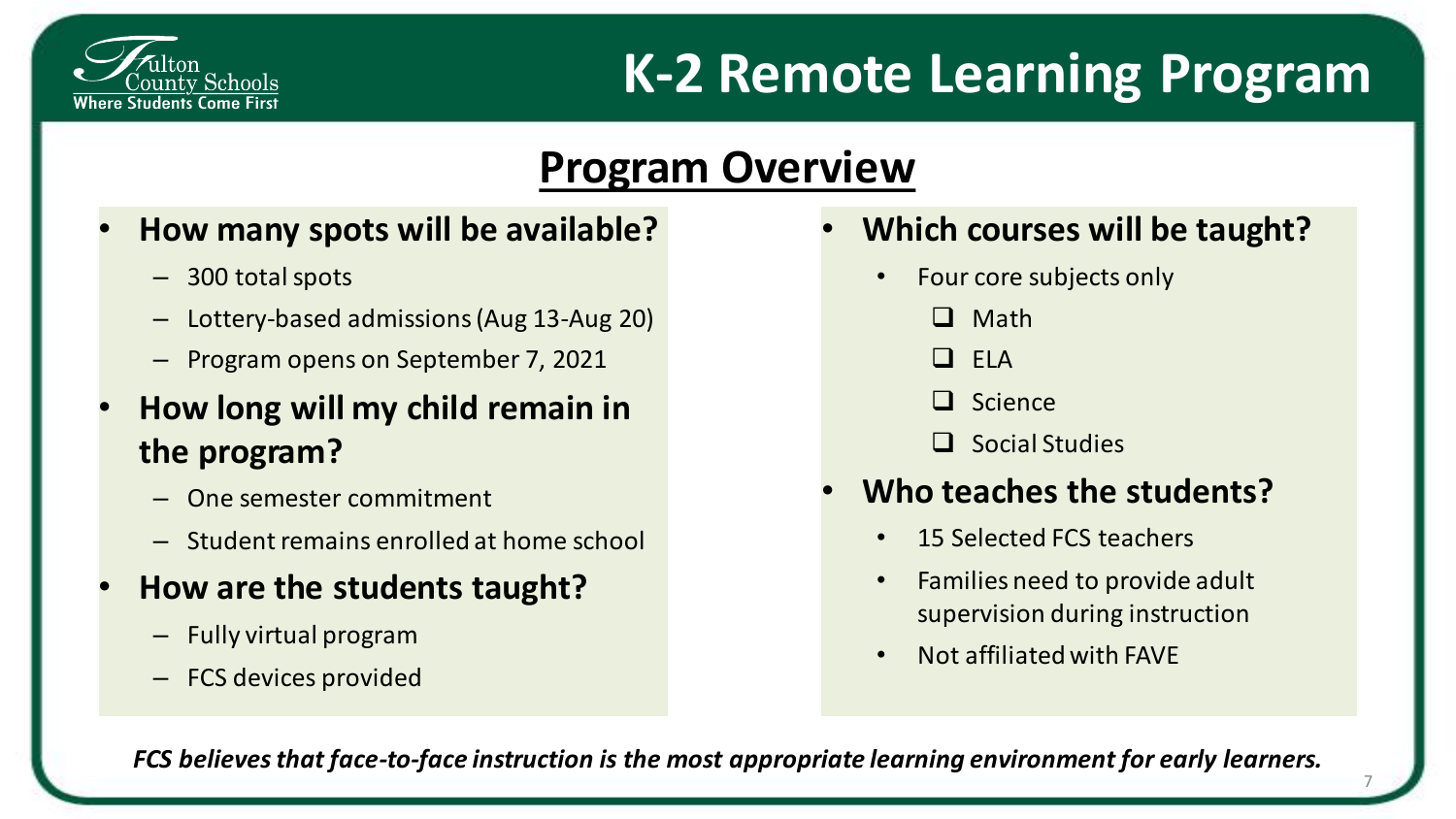Fulton County Schools
Where Students Come First

# K-2 Remote Learning Program

## Program Overview

- **How many spots will be available?**
  - 300 total spots
  - Lottery-based admissions (Aug 13-Aug 20)
  - Program opens on September 7, 2021
- **How long will my child remain in the program?**
  - One semester commitment
  - Student remains enrolled at home school
- **How are the students taught?**
  - Fully virtual program
  - FCS devices provided
- **Which courses will be taught?**
  - Four core subjects only
    - Math
    - ELA
    - Science
    - Social Studies
- **Who teaches the students?**
  - 15 Selected FCS teachers
  - Families need to provide adult supervision during instruction
  - Not affiliated with FAVE

***FCS believes that face-to-face instruction is the most appropriate learning environment for early learners.***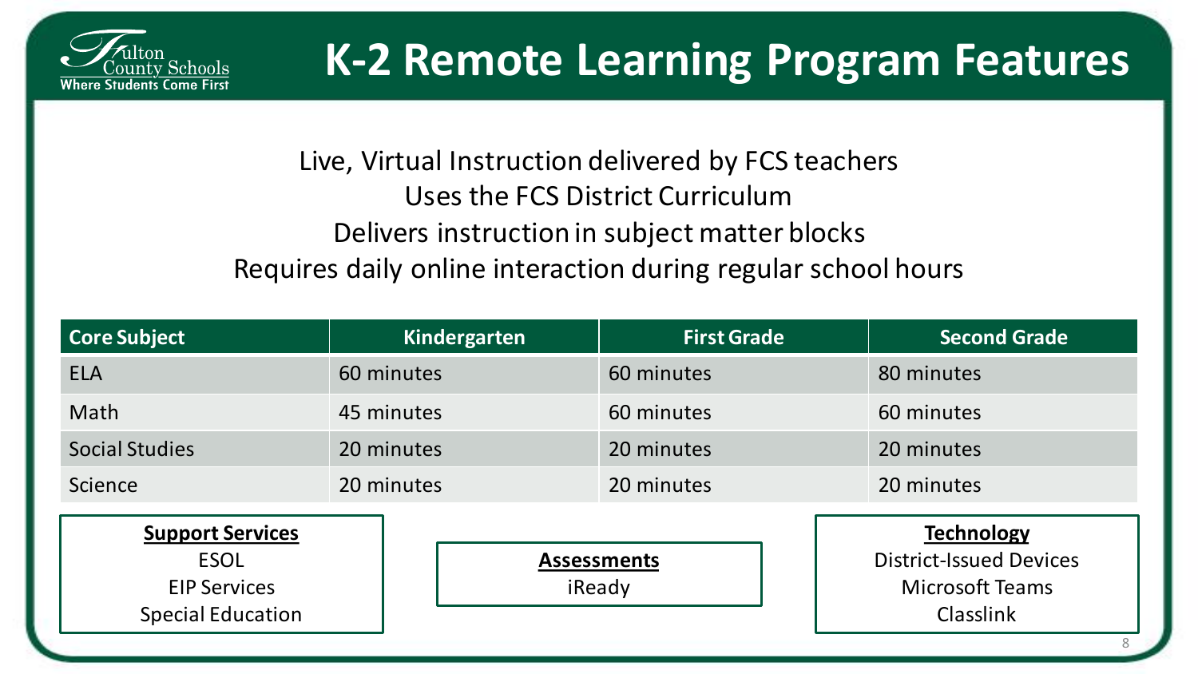# K-2 Remote Learning Program Features

Live, Virtual Instruction delivered by FCS teachers
Uses the FCS District Curriculum
Delivers instruction in subject matter blocks
Requires daily online interaction during regular school hours

| Core Subject | Kindergarten | First Grade | Second Grade |
|---|---|---|---|
| ELA | 60 minutes | 60 minutes | 80 minutes |
| Math | 45 minutes | 60 minutes | 60 minutes |
| Social Studies | 20 minutes | 20 minutes | 20 minutes |
| Science | 20 minutes | 20 minutes | 20 minutes |

**Support Services**
ESOL
EIP Services
Special Education

**Assessments**
iReady

**Technology**
District-Issued Devices
Microsoft Teams
Classlink